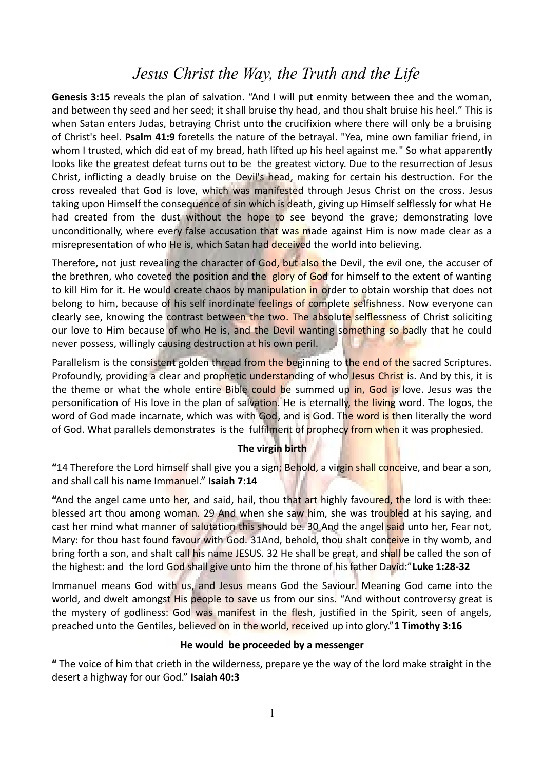# *Jesus Christ the Way, the Truth and the Life*

**Genesis 3:15** reveals the plan of salvation. “And I will put enmity between thee and the woman, and between thy seed and her seed; it shall bruise thy head, and thou shalt bruise his heel.” This is when Satan enters Judas, betraying Christ unto the crucifixion where there will only be a bruising of Christ's heel. **Psalm 41:9** foretells the nature of the betrayal. "Yea, mine own familiar friend, in whom I trusted, which did eat of my bread, hath lifted up his heel against me." So what apparently looks like the greatest defeat turns out to be the greatest victory. Due to the resurrection of Jesus Christ, inflicting a deadly bruise on the Devil's head, making for certain his destruction. For the cross revealed that God is love, which was manifested through Jesus Christ on the cross. Jesus taking upon Himself the consequence of sin which is death, giving up Himself selflessly for what He had created from the dust without the hope to see beyond the grave; demonstrating love unconditionally, where every false accusation that was made against Him is now made clear as a misrepresentation of who He is, which Satan had deceived the world into believing.

Therefore, not just revealing the character of God, but also the Devil, the evil one, the accuser of the brethren, who coveted the position and the glory of God for himself to the extent of wanting to kill Him for it. He would create chaos by manipulation in order to obtain worship that does not belong to him, because of his self inordinate feelings of complete selfishness. Now everyone can clearly see, knowing the contrast between the two. The absolute selflessness of Christ soliciting our love to Him because of who He is, and the Devil wanting something so badly that he could never possess, willingly causing destruction at his own peril.

Parallelism is the consistent golden thread from the beginning to the end of the sacred Scriptures. Profoundly, providing a clear and prophetic understanding of who Jesus Christ is. And by this, it is the theme or what the whole entire Bible could be summed up in, God is love. Jesus was the personification of His love in the plan of salvation. He is eternally, the living word. The logos, the word of God made incarnate, which was with God, and is God. The word is then literally the word of God. What parallels demonstrates is the fulfilment of prophecy from when it was prophesied.

**The virgin birth**

**“**14 Therefore the Lord himself shall give you a sign; Behold, a virgin shall conceive, and bear a son, and shall call his name Immanuel.” **Isaiah 7:14**

**“**And the angel came unto her, and said, hail, thou that art highly favoured, the lord is with thee: blessed art thou among woman. 29 And when she saw him, she was troubled at his saying, and cast her mind what manner of salutation this should be. 30 And the angel said unto her, Fear not, Mary: for thou hast found favour with God. 31And, behold, thou shalt conceive in thy womb, and bring forth a son, and shalt call his name JESUS. 32 He shall be great, and shall be called the son of the highest: and the lord God shall give unto him the throne of his father David:”**Luke 1:28-32**

Immanuel means God with us, and Jesus means God the Saviour. Meaning God came into the world, and dwelt amongst His people to save us from our sins. “And without controversy great is the mystery of godliness: God was manifest in the flesh, justified in the Spirit, seen of angels, preached unto the Gentiles, believed on in the world, received up into glory.”**1 Timothy 3:16**

**He would be proceeded by a messenger**

**“** The voice of him that crieth in the wilderness, prepare ye the way of the lord make straight in the desert a highway for our God.” **Isaiah 40:3**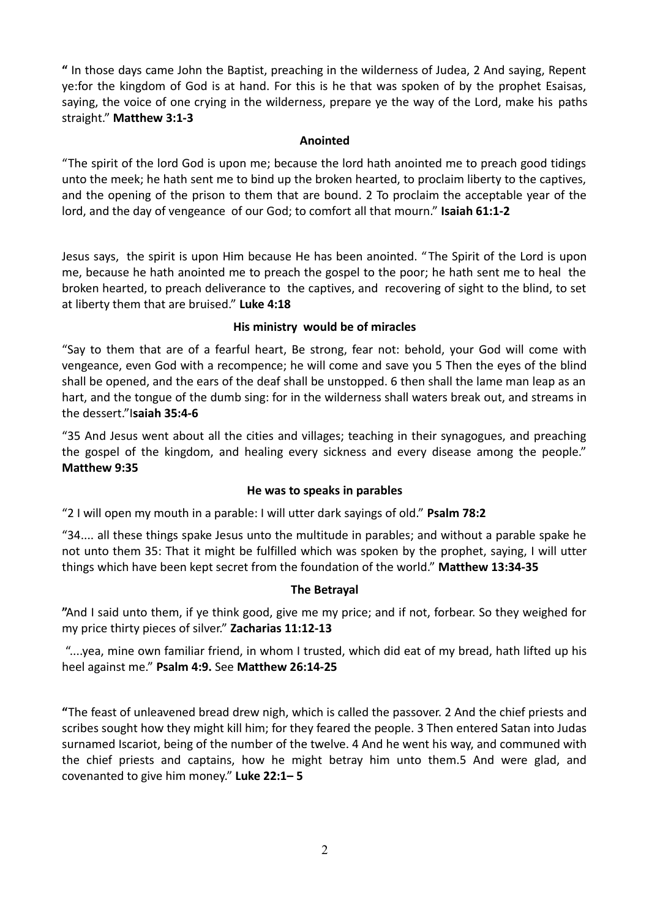**"** In those days came John the Baptist, preaching in the wilderness of Judea, 2 And saying, Repent ye:for the kingdom of God is at hand. For this is he that was spoken of by the prophet Esaisas, saying, the voice of one crying in the wilderness, prepare ye the way of the Lord, make his paths straight." **Matthew 3:1-3**

**Anointed**

"The spirit of the lord God is upon me; because the lord hath anointed me to preach good tidings unto the meek; he hath sent me to bind up the broken hearted, to proclaim liberty to the captives, and the opening of the prison to them that are bound. 2 To proclaim the acceptable year of the lord, and the day of vengeance of our God; to comfort all that mourn." **Isaiah 61:1-2**

Jesus says, the spirit is upon Him because He has been anointed. " The Spirit of the Lord is upon me, because he hath anointed me to preach the gospel to the poor; he hath sent me to heal the broken hearted, to preach deliverance to the captives, and recovering of sight to the blind, to set at liberty them that are bruised." **Luke 4:18**

**His ministry would be of miracles**

"Say to them that are of a fearful heart, Be strong, fear not: behold, your God will come with vengeance, even God with a recompence; he will come and save you 5 Then the eyes of the blind shall be opened, and the ears of the deaf shall be unstopped. 6 then shall the lame man leap as an hart, and the tongue of the dumb sing: for in the wilderness shall waters break out, and streams in the dessert."I**saiah 35:4-6**

"35 And Jesus went about all the cities and villages; teaching in their synagogues, and preaching the gospel of the kingdom, and healing every sickness and every disease among the people." **Matthew 9:35**

**He was to speaks in parables**

"2 I will open my mouth in a parable: I will utter dark sayings of old." **Psalm 78:2**

"34.... all these things spake Jesus unto the multitude in parables; and without a parable spake he not unto them 35: That it might be fulfilled which was spoken by the prophet, saying, I will utter things which have been kept secret from the foundation of the world." **Matthew 13:34-35**

**The Betrayal**

**"**And I said unto them, if ye think good, give me my price; and if not, forbear. So they weighed for my price thirty pieces of silver." **Zacharias 11:12-13**

"....yea, mine own familiar friend, in whom I trusted, which did eat of my bread, hath lifted up his heel against me." **Psalm 4:9.** See **Matthew 26:14-25**

**"**The feast of unleavened bread drew nigh, which is called the passover. 2 And the chief priests and scribes sought how they might kill him; for they feared the people. 3 Then entered Satan into Judas surnamed Iscariot, being of the number of the twelve. 4 And he went his way, and communed with the chief priests and captains, how he might betray him unto them.5 And were glad, and covenanted to give him money." **Luke 22:1– 5**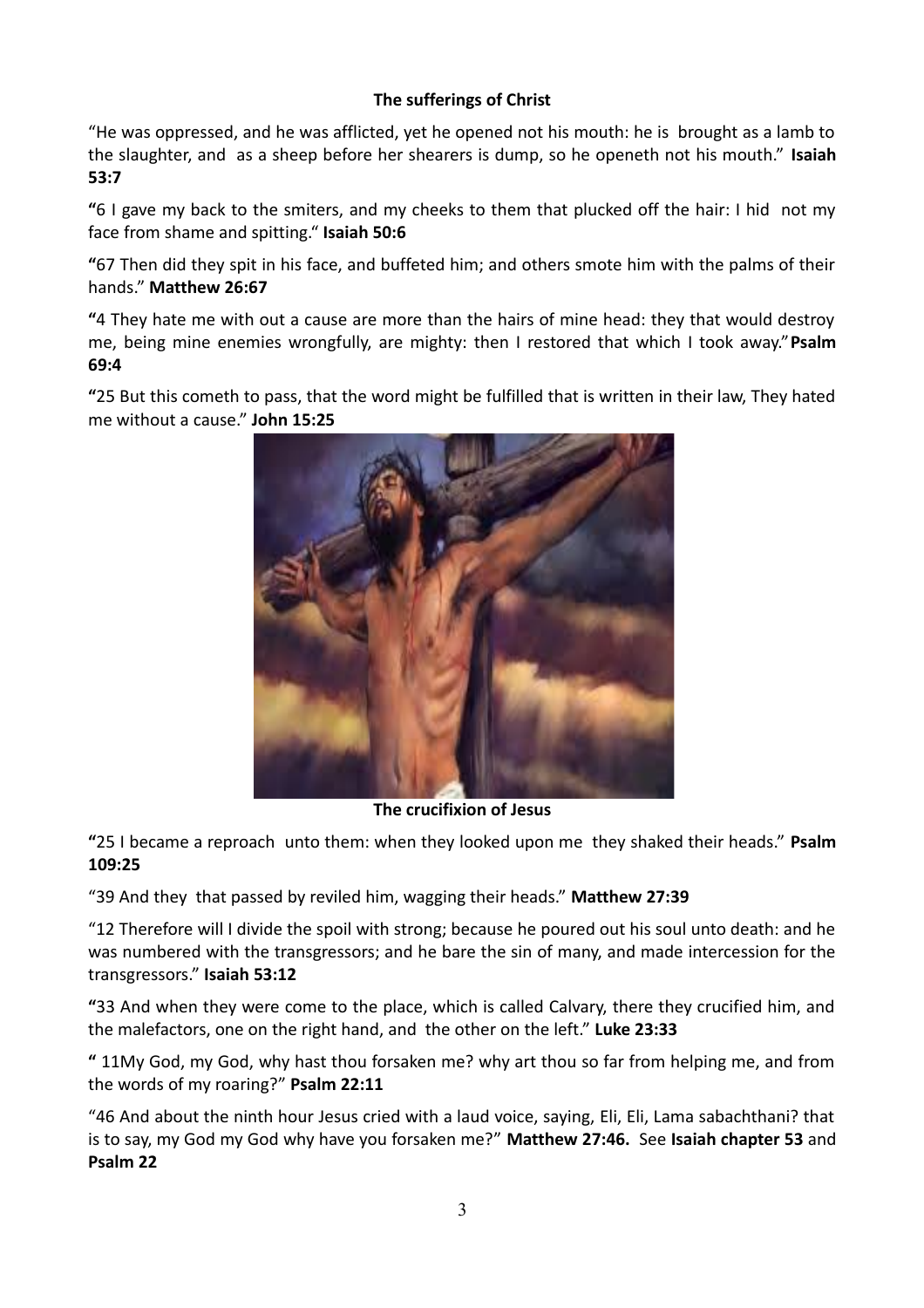**The sufferings of Christ**

"He was oppressed, and he was afflicted, yet he opened not his mouth: he is brought as a lamb to the slaughter, and as a sheep before her shearers is dump, so he openeth not his mouth." **Isaiah 53:7**

**"**6 I gave my back to the smiters, and my cheeks to them that plucked off the hair: I hid not my face from shame and spitting." **Isaiah 50:6**

**"**67 Then did they spit in his face, and buffeted him; and others smote him with the palms of their hands." **Matthew 26:67**

**"**4 They hate me with out a cause are more than the hairs of mine head: they that would destroy me, being mine enemies wrongfully, are mighty: then I restored that which I took away."**Psalm 69:4**

**"**25 But this cometh to pass, that the word might be fulfilled that is written in their law, They hated me without a cause." **John 15:25**

**The crucifixion of Jesus**

**"**25 I became a reproach unto them: when they looked upon me they shaked their heads." **Psalm 109:25**

"39 And they that passed by reviled him, wagging their heads." **Matthew 27:39**

"12 Therefore will I divide the spoil with strong; because he poured out his soul unto death: and he was numbered with the transgressors; and he bare the sin of many, and made intercession for the transgressors." **Isaiah 53:12**

**"**33 And when they were come to the place, which is called Calvary, there they crucified him, and the malefactors, one on the right hand, and the other on the left." **Luke 23:33**

**"** 11My God, my God, why hast thou forsaken me? why art thou so far from helping me, and from the words of my roaring?" **Psalm 22:11**

"46 And about the ninth hour Jesus cried with a laud voice, saying, Eli, Eli, Lama sabachthani? that is to say, my God my God why have you forsaken me?" **Matthew 27:46.** See **Isaiah chapter 53** and **Psalm 22**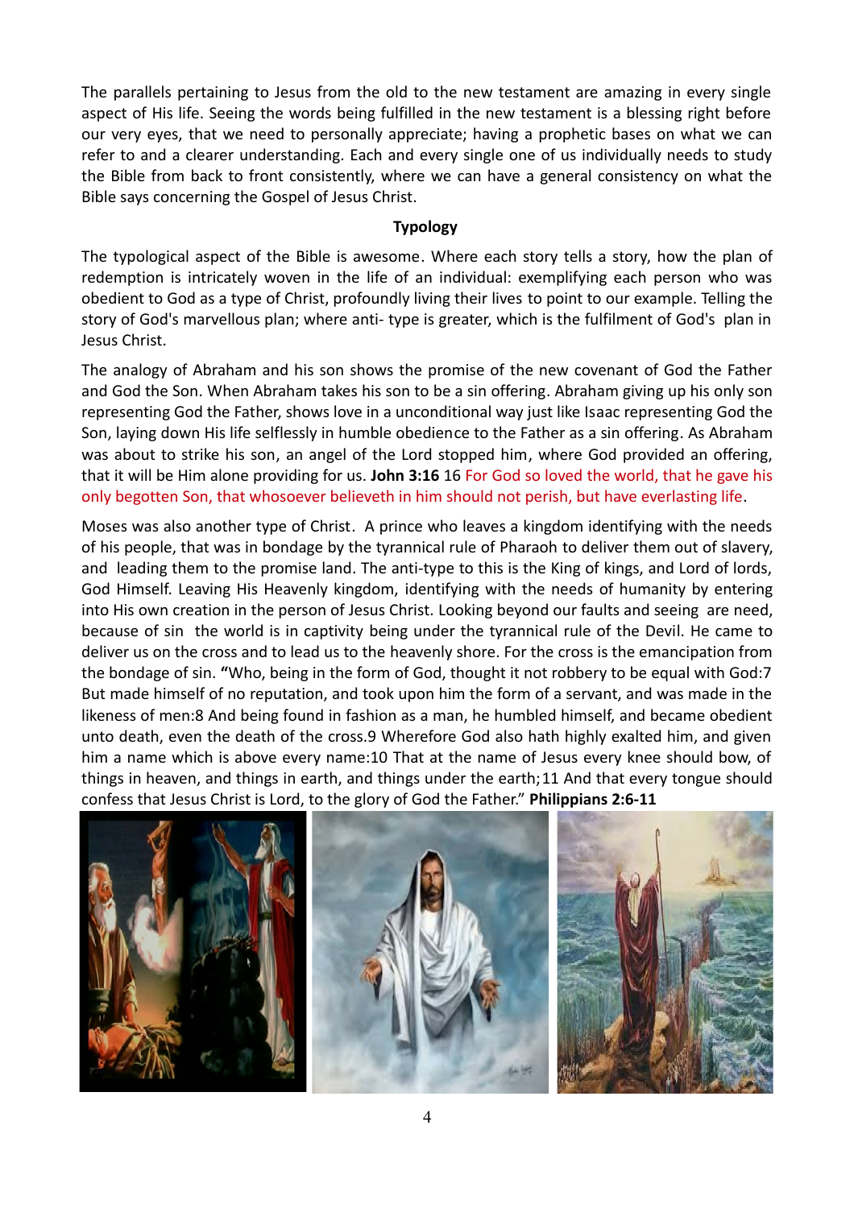The parallels pertaining to Jesus from the old to the new testament are amazing in every single aspect of His life. Seeing the words being fulfilled in the new testament is a blessing right before our very eyes, that we need to personally appreciate; having a prophetic bases on what we can refer to and a clearer understanding. Each and every single one of us individually needs to study the Bible from back to front consistently, where we can have a general consistency on what the Bible says concerning the Gospel of Jesus Christ.

## Typology

The typological aspect of the Bible is awesome. Where each story tells a story, how the plan of redemption is intricately woven in the life of an individual: exemplifying each person who was obedient to God as a type of Christ, profoundly living their lives to point to our example. Telling the story of God's marvellous plan; where anti- type is greater, which is the fulfilment of God's plan in Jesus Christ.

The analogy of Abraham and his son shows the promise of the new covenant of God the Father and God the Son. When Abraham takes his son to be a sin offering. Abraham giving up his only son representing God the Father, shows love in a unconditional way just like Isaac representing God the Son, laying down His life selflessly in humble obedience to the Father as a sin offering. As Abraham was about to strike his son, an angel of the Lord stopped him, where God provided an offering, that it will be Him alone providing for us. **John 3:16** 16 For God so loved the world, that he gave his only begotten Son, that whosoever believeth in him should not perish, but have everlasting life.

Moses was also another type of Christ. A prince who leaves a kingdom identifying with the needs of his people, that was in bondage by the tyrannical rule of Pharaoh to deliver them out of slavery, and leading them to the promise land. The anti-type to this is the King of kings, and Lord of lords, God Himself. Leaving His Heavenly kingdom, identifying with the needs of humanity by entering into His own creation in the person of Jesus Christ. Looking beyond our faults and seeing are need, because of sin the world is in captivity being under the tyrannical rule of the Devil. He came to deliver us on the cross and to lead us to the heavenly shore. For the cross is the emancipation from the bondage of sin. **"**Who, being in the form of God, thought it not robbery to be equal with God:7 But made himself of no reputation, and took upon him the form of a servant, and was made in the likeness of men:8 And being found in fashion as a man, he humbled himself, and became obedient unto death, even the death of the cross.9 Wherefore God also hath highly exalted him, and given him a name which is above every name:10 That at the name of Jesus every knee should bow, of things in heaven, and things in earth, and things under the earth;11 And that every tongue should confess that Jesus Christ is Lord, to the glory of God the Father." **Philippians 2:6-11**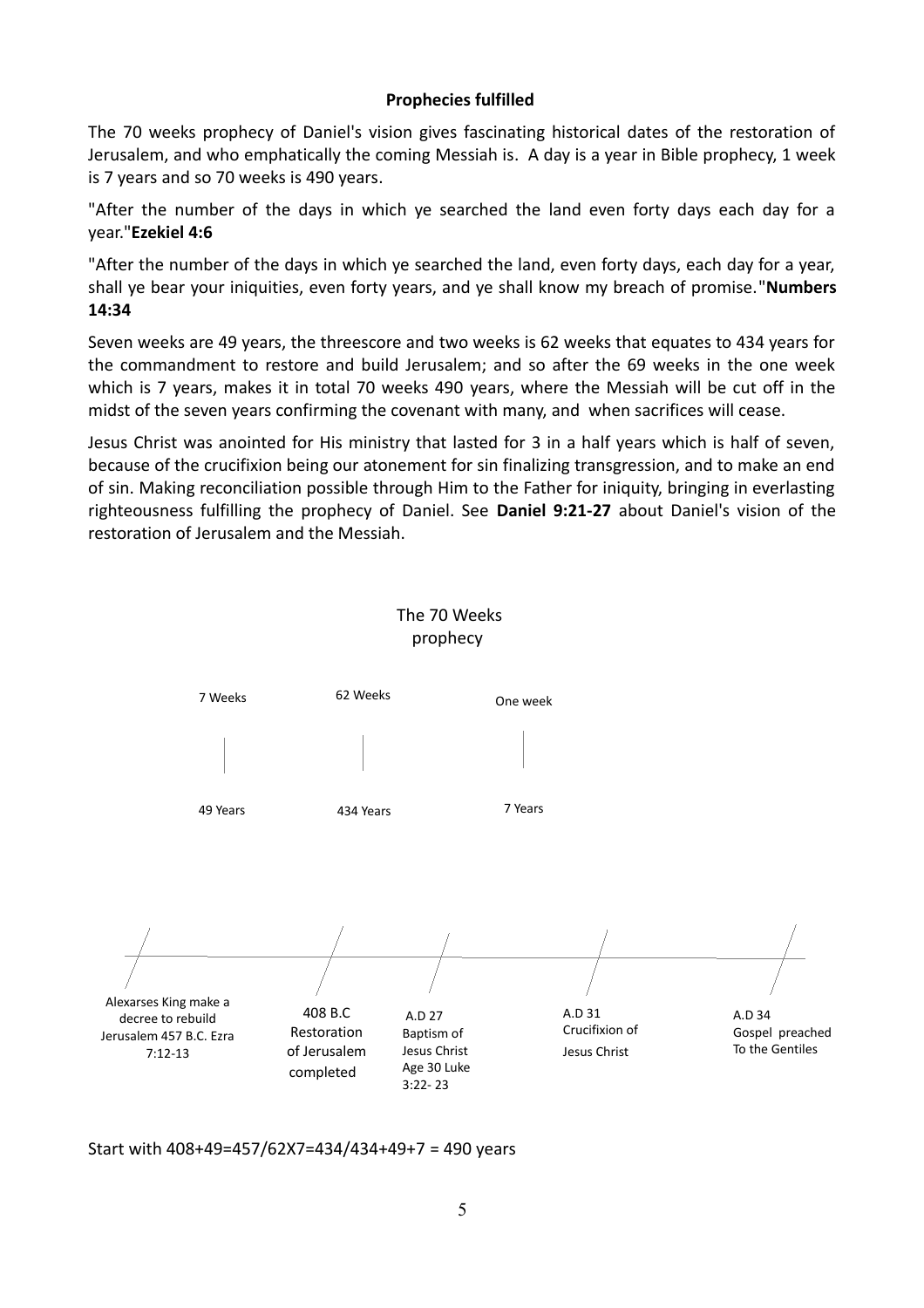**Prophecies fulfilled**

The 70 weeks prophecy of Daniel's vision gives fascinating historical dates of the restoration of Jerusalem, and who emphatically the coming Messiah is. A day is a year in Bible prophecy, 1 week is 7 years and so 70 weeks is 490 years.

"After the number of the days in which ye searched the land even forty days each day for a year."**Ezekiel 4:6**

"After the number of the days in which ye searched the land, even forty days, each day for a year, shall ye bear your iniquities, even forty years, and ye shall know my breach of promise."**Numbers 14:34**

Seven weeks are 49 years, the threescore and two weeks is 62 weeks that equates to 434 years for the commandment to restore and build Jerusalem; and so after the 69 weeks in the one week which is 7 years, makes it in total 70 weeks 490 years, where the Messiah will be cut off in the midst of the seven years confirming the covenant with many, and when sacrifices will cease.

Jesus Christ was anointed for His ministry that lasted for 3 in a half years which is half of seven, because of the crucifixion being our atonement for sin finalizing transgression, and to make an end of sin. Making reconciliation possible through Him to the Father for iniquity, bringing in everlasting righteousness fulfilling the prophecy of Daniel. See **Daniel 9:21-27** about Daniel's vision of the restoration of Jerusalem and the Messiah.

The 70 Weeks prophecy

| 7 Weeks | 62 Weeks | One week |
|---|---|---|
| 49 Years | 434 Years | 7 Years |

| Alexarses King make a decree to rebuild Jerusalem 457 B.C. Ezra 7:12-13 | 408 B.C Restoration of Jerusalem completed | A.D 27 Baptism of Jesus Christ Age 30 Luke 3:22- 23 | A.D 31 Crucifixion of Jesus Christ | A.D 34 Gospel preached To the Gentiles |
|---|---|---|---|---|

Start with 408+49=457/62X7=434/434+49+7 = 490 years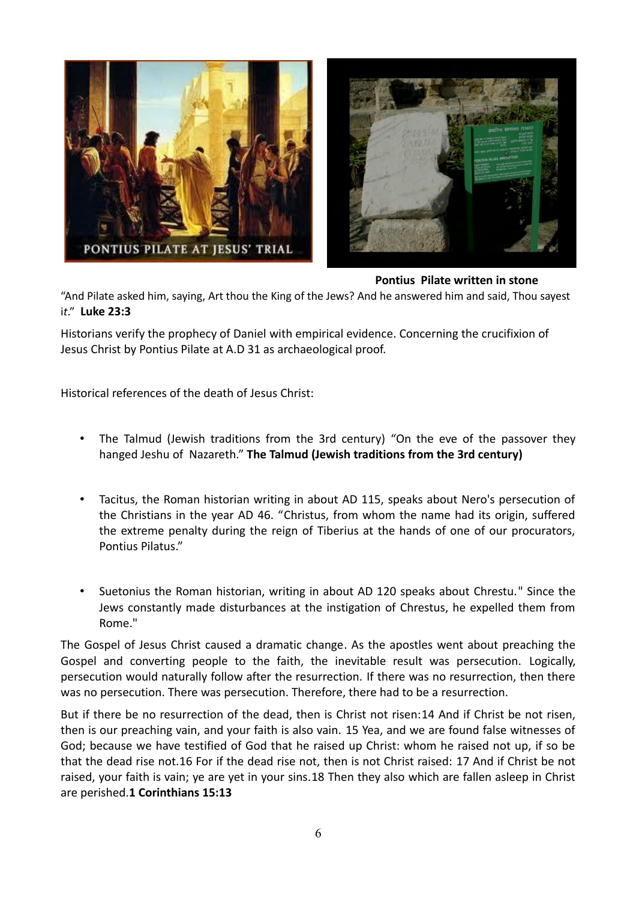**Pontius Pilate written in stone**

"And Pilate asked him, saying, Art thou the King of the Jews? And he answered him and said, Thou sayest *it*." **Luke 23:3**

Historians verify the prophecy of Daniel with empirical evidence. Concerning the crucifixion of Jesus Christ by Pontius Pilate at A.D 31 as archaeological proof.

Historical references of the death of Jesus Christ:

- The Talmud (Jewish traditions from the 3rd century) "On the eve of the passover they hanged Jeshu of Nazareth." **The Talmud (Jewish traditions from the 3rd century)**

- Tacitus, the Roman historian writing in about AD 115, speaks about Nero's persecution of the Christians in the year AD 46. "Christus, from whom the name had its origin, suffered the extreme penalty during the reign of Tiberius at the hands of one of our procurators, Pontius Pilatus."

- Suetonius the Roman historian, writing in about AD 120 speaks about Chrestu." Since the Jews constantly made disturbances at the instigation of Chrestus, he expelled them from Rome."

The Gospel of Jesus Christ caused a dramatic change. As the apostles went about preaching the Gospel and converting people to the faith, the inevitable result was persecution. Logically, persecution would naturally follow after the resurrection. If there was no resurrection, then there was no persecution. There was persecution. Therefore, there had to be a resurrection.

But if there be no resurrection of the dead, then is Christ not risen:14 And if Christ be not risen, then is our preaching vain, and your faith is also vain. 15 Yea, and we are found false witnesses of God; because we have testified of God that he raised up Christ: whom he raised not up, if so be that the dead rise not.16 For if the dead rise not, then is not Christ raised: 17 And if Christ be not raised, your faith is vain; ye are yet in your sins.18 Then they also which are fallen asleep in Christ are perished.**1 Corinthians 15:13**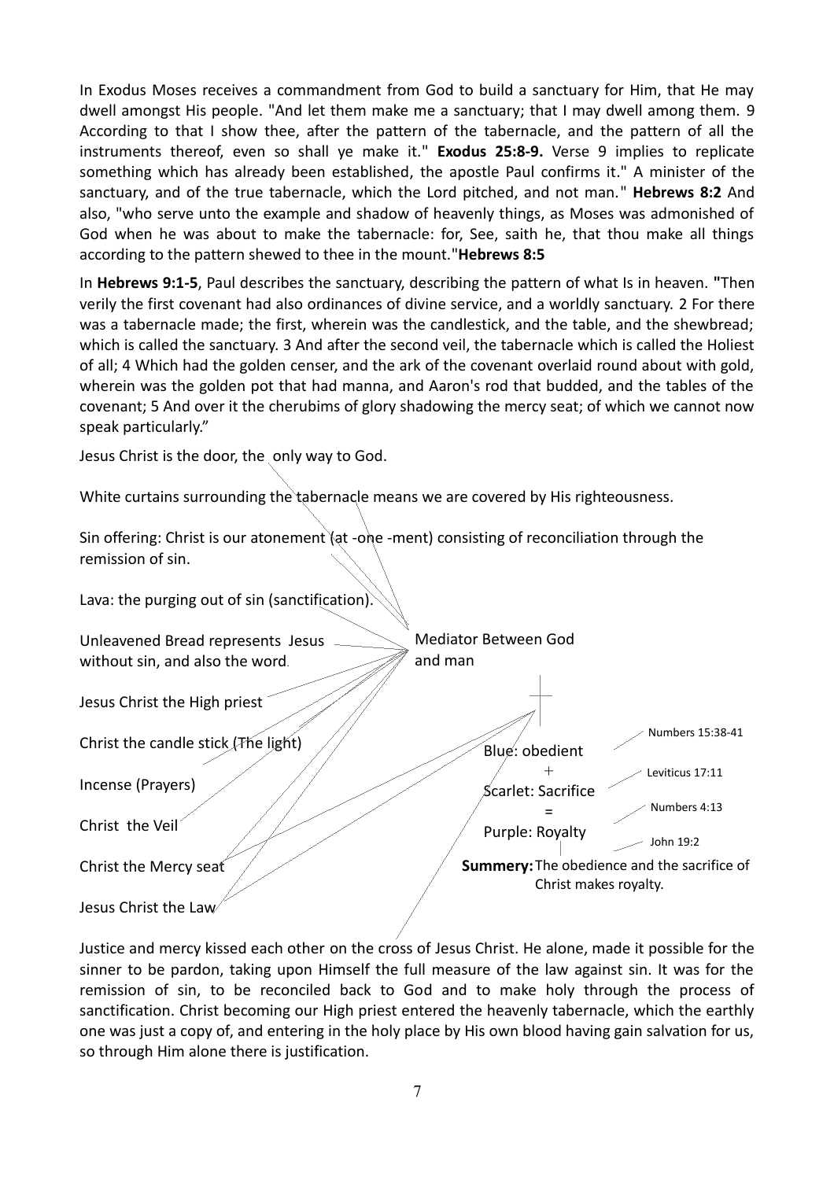In Exodus Moses receives a commandment from God to build a sanctuary for Him, that He may dwell amongst His people. "And let them make me a sanctuary; that I may dwell among them. 9 According to that I show thee, after the pattern of the tabernacle, and the pattern of all the instruments thereof, even so shall ye make it." **Exodus 25:8-9.** Verse 9 implies to replicate something which has already been established, the apostle Paul confirms it." A minister of the sanctuary, and of the true tabernacle, which the Lord pitched, and not man." **Hebrews 8:2** And also, "who serve unto the example and shadow of heavenly things, as Moses was admonished of God when he was about to make the tabernacle: for, See, saith he, that thou make all things according to the pattern shewed to thee in the mount."**Hebrews 8:5**

In **Hebrews 9:1-5**, Paul describes the sanctuary, describing the pattern of what Is in heaven. **"**Then verily the first covenant had also ordinances of divine service, and a worldly sanctuary. 2 For there was a tabernacle made; the first, wherein was the candlestick, and the table, and the shewbread; which is called the sanctuary. 3 And after the second veil, the tabernacle which is called the Holiest of all; 4 Which had the golden censer, and the ark of the covenant overlaid round about with gold, wherein was the golden pot that had manna, and Aaron's rod that budded, and the tables of the covenant; 5 And over it the cherubims of glory shadowing the mercy seat; of which we cannot now speak particularly."

Jesus Christ is the door, the only way to God.

White curtains surrounding the tabernacle means we are covered by His righteousness.

Sin offering: Christ is our atonement (at -one -ment) consisting of reconciliation through the remission of sin.

Lava: the purging out of sin (sanctification).

Unleavened Bread represents Jesus without sin, and also the word.

Jesus Christ the High priest

Christ the candle stick (The light)

Incense (Prayers)

Christ the Veil

Christ the Mercy seat

Jesus Christ the Law

Mediator Between God and man

Blue: obedient — Numbers 15:38-41

\+

Scarlet: Sacrifice — Leviticus 17:11

=

Purple: Royalty — Numbers 4:13; John 19:2

**Summery:** The obedience and the sacrifice of Christ makes royalty.

Justice and mercy kissed each other on the cross of Jesus Christ. He alone, made it possible for the sinner to be pardon, taking upon Himself the full measure of the law against sin. It was for the remission of sin, to be reconciled back to God and to make holy through the process of sanctification. Christ becoming our High priest entered the heavenly tabernacle, which the earthly one was just a copy of, and entering in the holy place by His own blood having gain salvation for us, so through Him alone there is justification.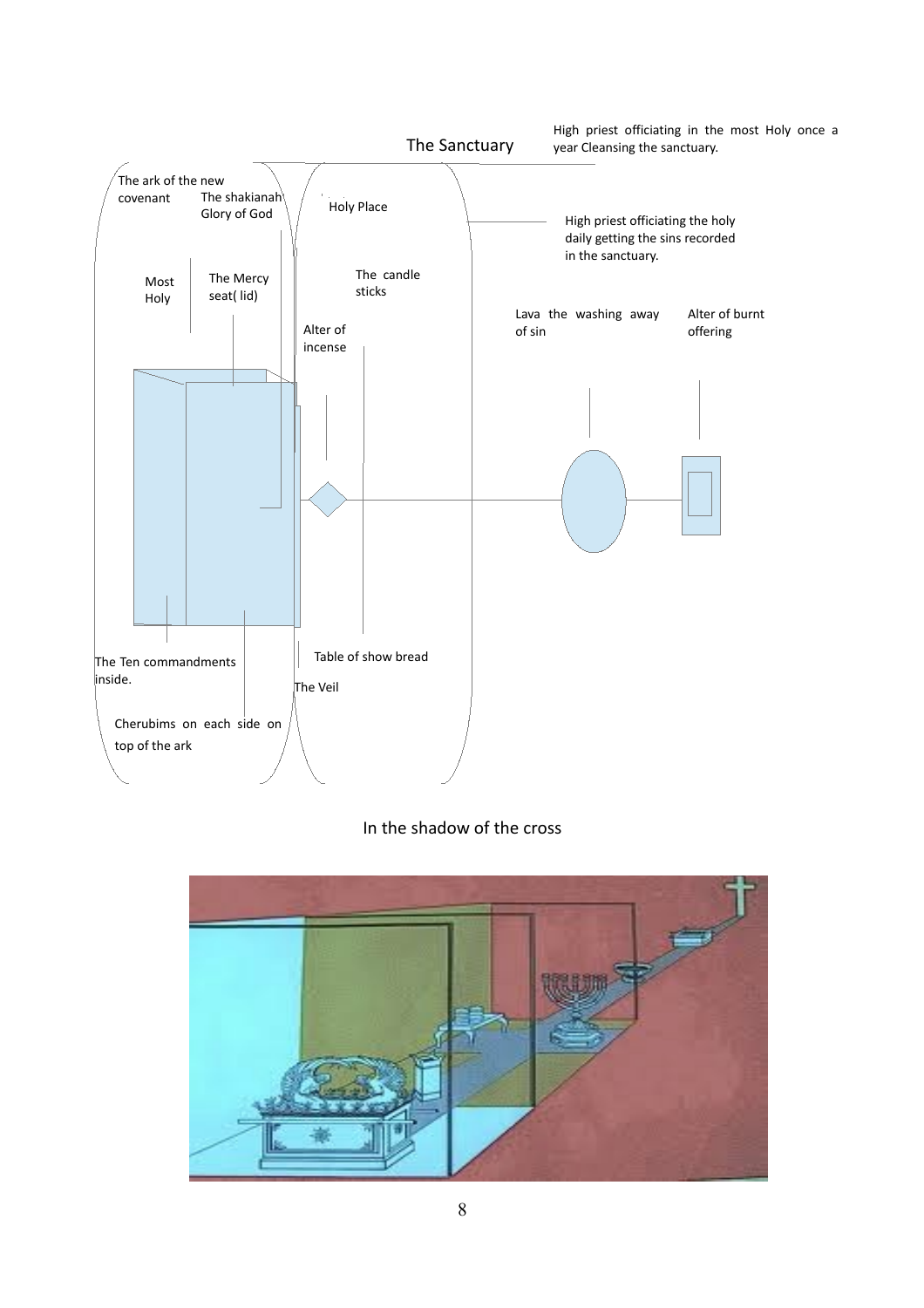## The Sanctuary

High priest officiating in the most Holy once a year Cleansing the sanctuary.

The ark of the new covenant

The shakianah Glory of God

Holy Place

High priest officiating the holy daily getting the sins recorded in the sanctuary.

Most Holy

The Mercy seat( lid)

The candle sticks

Lava the washing away of sin

Alter of burnt offering

Alter of incense

The Ten commandments inside.

Table of show bread

The Veil

Cherubims on each side on top of the ark

In the shadow of the cross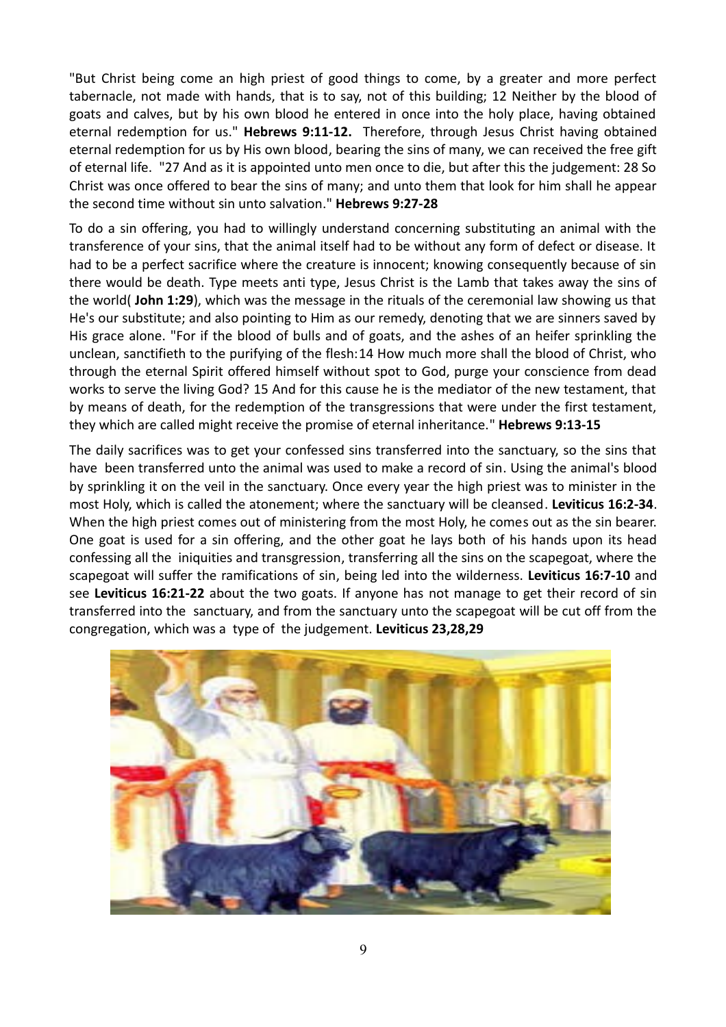"But Christ being come an high priest of good things to come, by a greater and more perfect tabernacle, not made with hands, that is to say, not of this building; 12 Neither by the blood of goats and calves, but by his own blood he entered in once into the holy place, having obtained eternal redemption for us." **Hebrews 9:11-12.** Therefore, through Jesus Christ having obtained eternal redemption for us by His own blood, bearing the sins of many, we can received the free gift of eternal life. "27 And as it is appointed unto men once to die, but after this the judgement: 28 So Christ was once offered to bear the sins of many; and unto them that look for him shall he appear the second time without sin unto salvation." **Hebrews 9:27-28**

To do a sin offering, you had to willingly understand concerning substituting an animal with the transference of your sins, that the animal itself had to be without any form of defect or disease. It had to be a perfect sacrifice where the creature is innocent; knowing consequently because of sin there would be death. Type meets anti type, Jesus Christ is the Lamb that takes away the sins of the world( **John 1:29**), which was the message in the rituals of the ceremonial law showing us that He's our substitute; and also pointing to Him as our remedy, denoting that we are sinners saved by His grace alone. "For if the blood of bulls and of goats, and the ashes of an heifer sprinkling the unclean, sanctifieth to the purifying of the flesh:14 How much more shall the blood of Christ, who through the eternal Spirit offered himself without spot to God, purge your conscience from dead works to serve the living God? 15 And for this cause he is the mediator of the new testament, that by means of death, for the redemption of the transgressions that were under the first testament, they which are called might receive the promise of eternal inheritance." **Hebrews 9:13-15**

The daily sacrifices was to get your confessed sins transferred into the sanctuary, so the sins that have been transferred unto the animal was used to make a record of sin. Using the animal's blood by sprinkling it on the veil in the sanctuary. Once every year the high priest was to minister in the most Holy, which is called the atonement; where the sanctuary will be cleansed. **Leviticus 16:2-34**. When the high priest comes out of ministering from the most Holy, he comes out as the sin bearer. One goat is used for a sin offering, and the other goat he lays both of his hands upon its head confessing all the iniquities and transgression, transferring all the sins on the scapegoat, where the scapegoat will suffer the ramifications of sin, being led into the wilderness. **Leviticus 16:7-10** and see **Leviticus 16:21-22** about the two goats. If anyone has not manage to get their record of sin transferred into the sanctuary, and from the sanctuary unto the scapegoat will be cut off from the congregation, which was a type of the judgement. **Leviticus 23,28,29**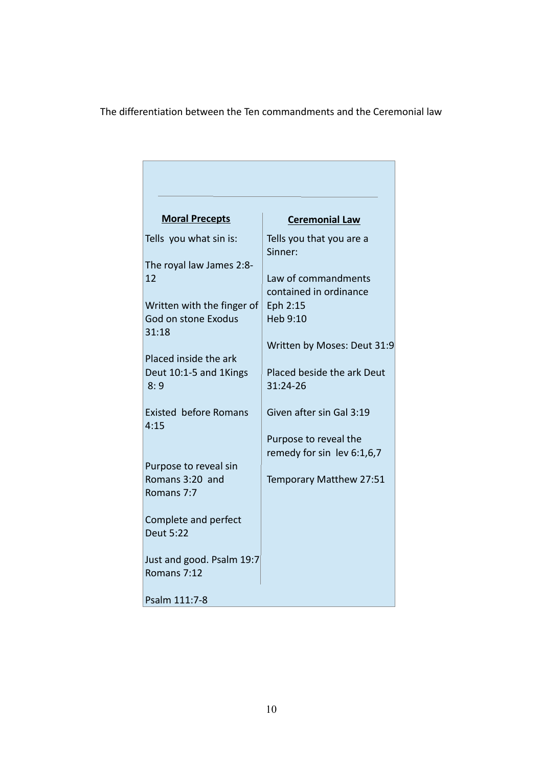The differentiation between the Ten commandments and the Ceremonial law

| Moral Precepts | Ceremonial Law |
| --- | --- |
| Tells you what sin is: | Tells you that you are a Sinner: |
| The royal law James 2:8-12 | Law of commandments contained in ordinance Eph 2:15 Heb 9:10 |
| Written with the finger of God on stone Exodus 31:18 | Written by Moses: Deut 31:9 |
| Placed inside the ark Deut 10:1-5 and 1Kings 8: 9 | Placed beside the ark Deut 31:24-26 |
| Existed before Romans 4:15 | Given after sin Gal 3:19 |
| Purpose to reveal sin Romans 3:20 and Romans 7:7 | Purpose to reveal the remedy for sin lev 6:1,6,7 |
| Complete and perfect Deut 5:22 | Temporary Matthew 27:51 |
| Just and good. Psalm 19:7 Romans 7:12 | |
| Psalm 111:7-8 | |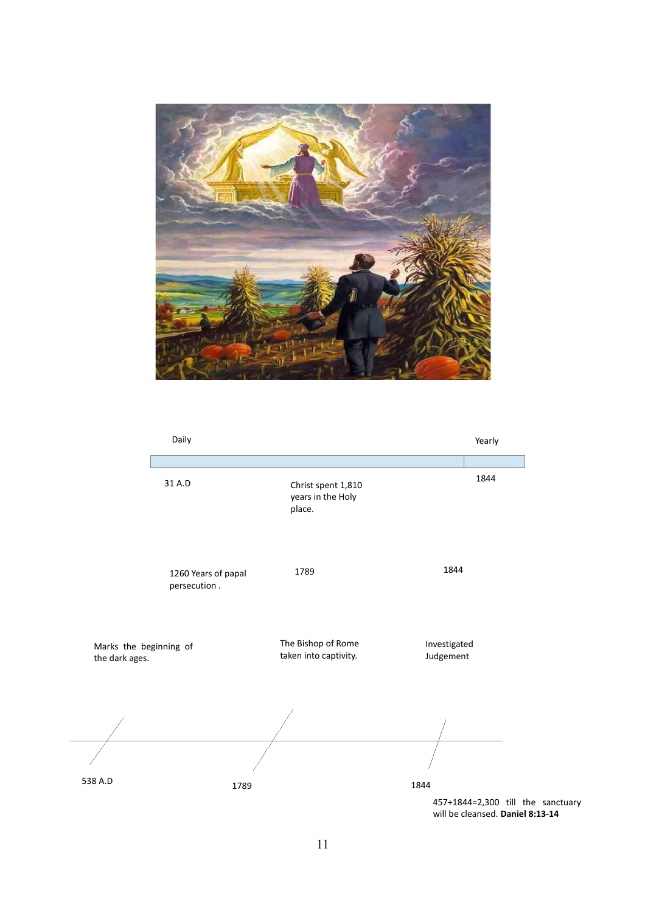Daily | Yearly

31 A.D — Christ spent 1,810 years in the Holy place. — 1844

1260 Years of papal persecution . — 1789 — 1844

Marks the beginning of the dark ages. — The Bishop of Rome taken into captivity. — Investigated Judgement

538 A.D — 1789 — 1844

457+1844=2,300 till the sanctuary will be cleansed. **Daniel 8:13-14**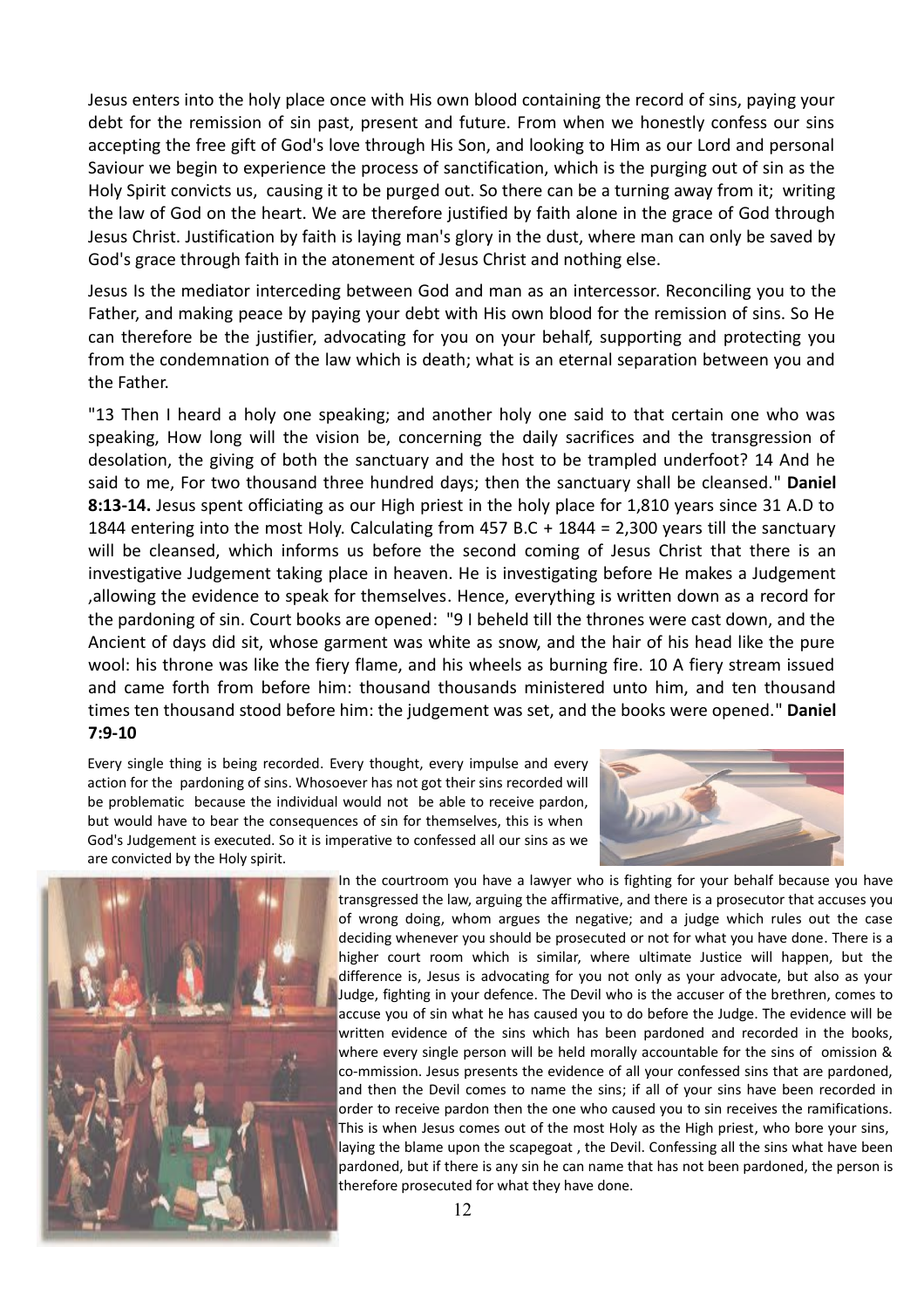Jesus enters into the holy place once with His own blood containing the record of sins, paying your debt for the remission of sin past, present and future. From when we honestly confess our sins accepting the free gift of God's love through His Son, and looking to Him as our Lord and personal Saviour we begin to experience the process of sanctification, which is the purging out of sin as the Holy Spirit convicts us, causing it to be purged out. So there can be a turning away from it; writing the law of God on the heart. We are therefore justified by faith alone in the grace of God through Jesus Christ. Justification by faith is laying man's glory in the dust, where man can only be saved by God's grace through faith in the atonement of Jesus Christ and nothing else.

Jesus Is the mediator interceding between God and man as an intercessor. Reconciling you to the Father, and making peace by paying your debt with His own blood for the remission of sins. So He can therefore be the justifier, advocating for you on your behalf, supporting and protecting you from the condemnation of the law which is death; what is an eternal separation between you and the Father.

"13 Then I heard a holy one speaking; and another holy one said to that certain one who was speaking, How long will the vision be, concerning the daily sacrifices and the transgression of desolation, the giving of both the sanctuary and the host to be trampled underfoot? 14 And he said to me, For two thousand three hundred days; then the sanctuary shall be cleansed." **Daniel 8:13-14.** Jesus spent officiating as our High priest in the holy place for 1,810 years since 31 A.D to 1844 entering into the most Holy. Calculating from 457 B.C + 1844 = 2,300 years till the sanctuary will be cleansed, which informs us before the second coming of Jesus Christ that there is an investigative Judgement taking place in heaven. He is investigating before He makes a Judgement ,allowing the evidence to speak for themselves. Hence, everything is written down as a record for the pardoning of sin. Court books are opened: "9 I beheld till the thrones were cast down, and the Ancient of days did sit, whose garment was white as snow, and the hair of his head like the pure wool: his throne was like the fiery flame, and his wheels as burning fire. 10 A fiery stream issued and came forth from before him: thousand thousands ministered unto him, and ten thousand times ten thousand stood before him: the judgement was set, and the books were opened." **Daniel 7:9-10**

Every single thing is being recorded. Every thought, every impulse and every action for the pardoning of sins. Whosoever has not got their sins recorded will be problematic because the individual would not be able to receive pardon, but would have to bear the consequences of sin for themselves, this is when God's Judgement is executed. So it is imperative to confessed all our sins as we are convicted by the Holy spirit.

In the courtroom you have a lawyer who is fighting for your behalf because you have transgressed the law, arguing the affirmative, and there is a prosecutor that accuses you of wrong doing, whom argues the negative; and a judge which rules out the case deciding whenever you should be prosecuted or not for what you have done. There is a higher court room which is similar, where ultimate Justice will happen, but the difference is, Jesus is advocating for you not only as your advocate, but also as your Judge, fighting in your defence. The Devil who is the accuser of the brethren, comes to accuse you of sin what he has caused you to do before the Judge. The evidence will be written evidence of the sins which has been pardoned and recorded in the books, where every single person will be held morally accountable for the sins of omission & co-mmission. Jesus presents the evidence of all your confessed sins that are pardoned, and then the Devil comes to name the sins; if all of your sins have been recorded in order to receive pardon then the one who caused you to sin receives the ramifications. This is when Jesus comes out of the most Holy as the High priest, who bore your sins, laying the blame upon the scapegoat , the Devil. Confessing all the sins what have been pardoned, but if there is any sin he can name that has not been pardoned, the person is therefore prosecuted for what they have done.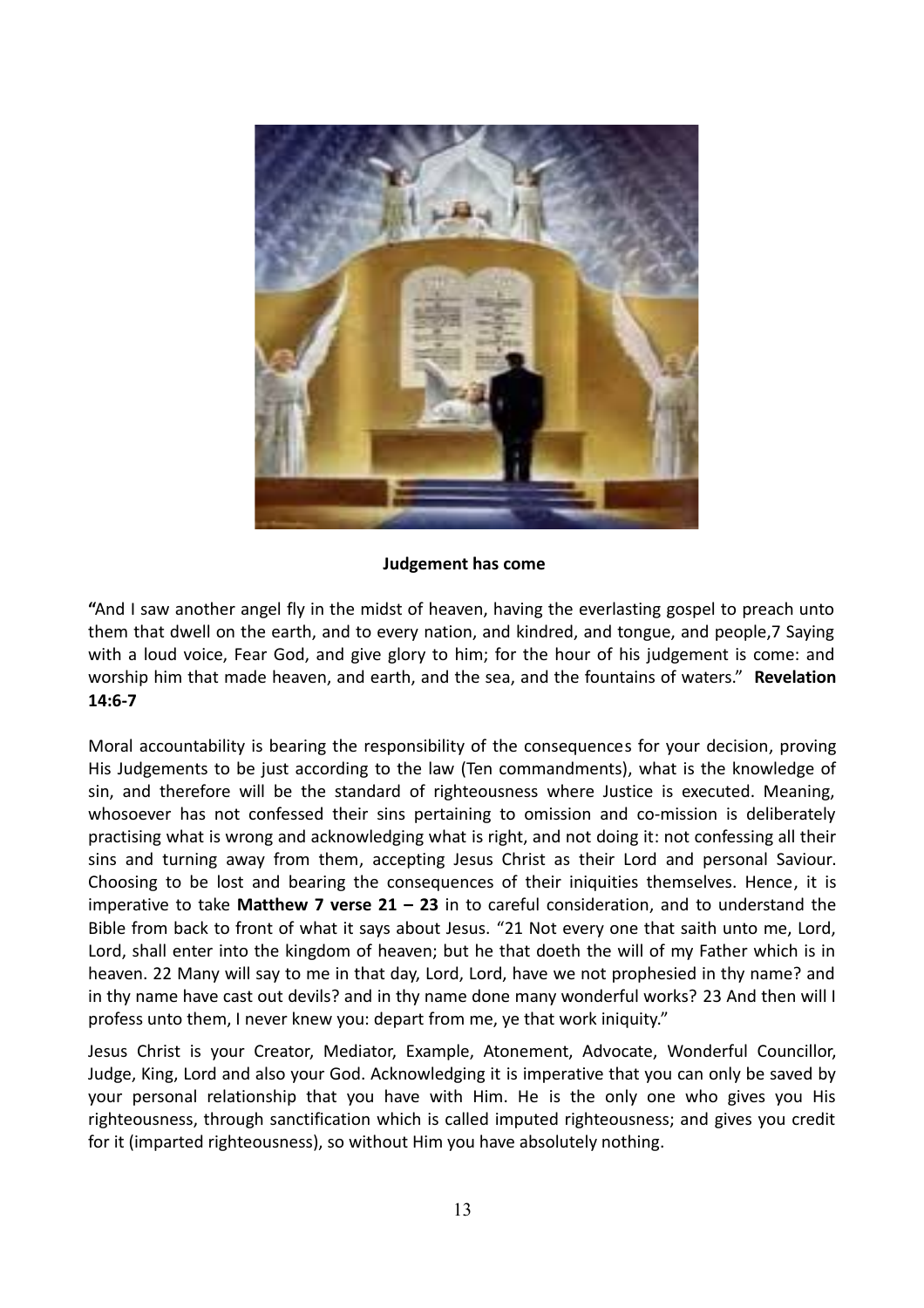**Judgement has come**

**"**And I saw another angel fly in the midst of heaven, having the everlasting gospel to preach unto them that dwell on the earth, and to every nation, and kindred, and tongue, and people,7 Saying with a loud voice, Fear God, and give glory to him; for the hour of his judgement is come: and worship him that made heaven, and earth, and the sea, and the fountains of waters." **Revelation 14:6-7**

Moral accountability is bearing the responsibility of the consequences for your decision, proving His Judgements to be just according to the law (Ten commandments), what is the knowledge of sin, and therefore will be the standard of righteousness where Justice is executed. Meaning, whosoever has not confessed their sins pertaining to omission and co-mission is deliberately practising what is wrong and acknowledging what is right, and not doing it: not confessing all their sins and turning away from them, accepting Jesus Christ as their Lord and personal Saviour. Choosing to be lost and bearing the consequences of their iniquities themselves. Hence, it is imperative to take **Matthew 7 verse 21 – 23** in to careful consideration, and to understand the Bible from back to front of what it says about Jesus. "21 Not every one that saith unto me, Lord, Lord, shall enter into the kingdom of heaven; but he that doeth the will of my Father which is in heaven. 22 Many will say to me in that day, Lord, Lord, have we not prophesied in thy name? and in thy name have cast out devils? and in thy name done many wonderful works? 23 And then will I profess unto them, I never knew you: depart from me, ye that work iniquity."

Jesus Christ is your Creator, Mediator, Example, Atonement, Advocate, Wonderful Councillor, Judge, King, Lord and also your God. Acknowledging it is imperative that you can only be saved by your personal relationship that you have with Him. He is the only one who gives you His righteousness, through sanctification which is called imputed righteousness; and gives you credit for it (imparted righteousness), so without Him you have absolutely nothing.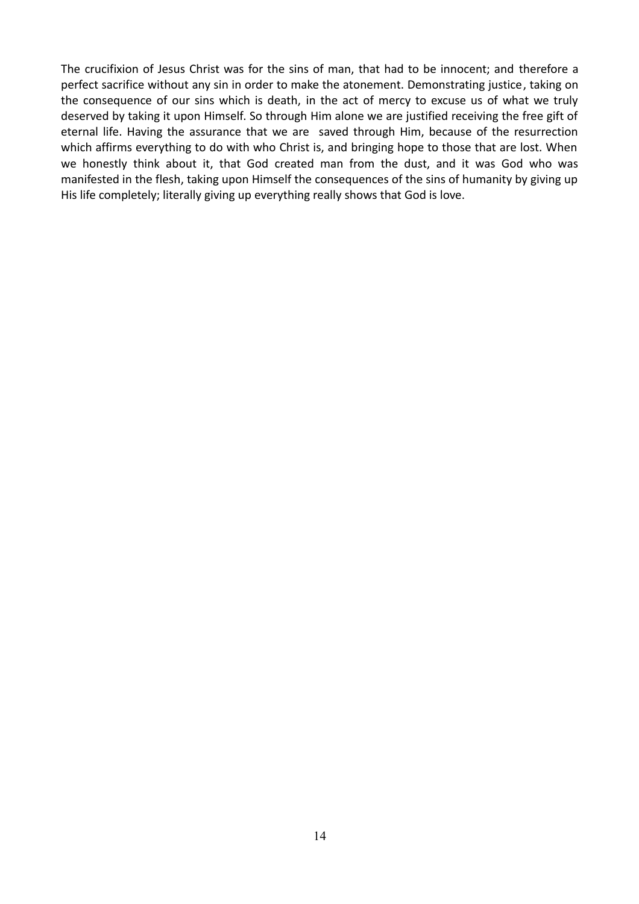The crucifixion of Jesus Christ was for the sins of man, that had to be innocent; and therefore a perfect sacrifice without any sin in order to make the atonement. Demonstrating justice, taking on the consequence of our sins which is death, in the act of mercy to excuse us of what we truly deserved by taking it upon Himself. So through Him alone we are justified receiving the free gift of eternal life. Having the assurance that we are saved through Him, because of the resurrection which affirms everything to do with who Christ is, and bringing hope to those that are lost. When we honestly think about it, that God created man from the dust, and it was God who was manifested in the flesh, taking upon Himself the consequences of the sins of humanity by giving up His life completely; literally giving up everything really shows that God is love.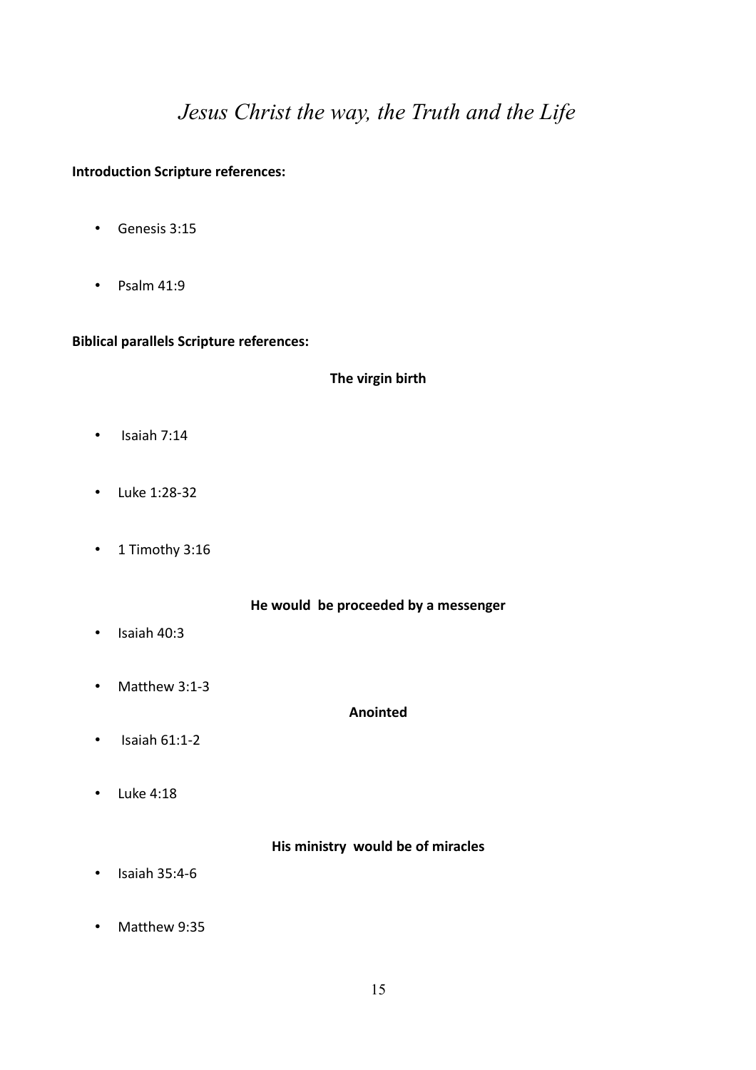# *Jesus Christ the way, the Truth and the Life*

**Introduction Scripture references:**

- Genesis 3:15
- Psalm 41:9

**Biblical parallels Scripture references:**

**The virgin birth**

- Isaiah 7:14
- Luke 1:28-32
- 1 Timothy 3:16

**He would be proceeded by a messenger**

- Isaiah 40:3
- Matthew 3:1-3

**Anointed**

- Isaiah 61:1-2
- Luke 4:18

**His ministry would be of miracles**

- Isaiah 35:4-6
- Matthew 9:35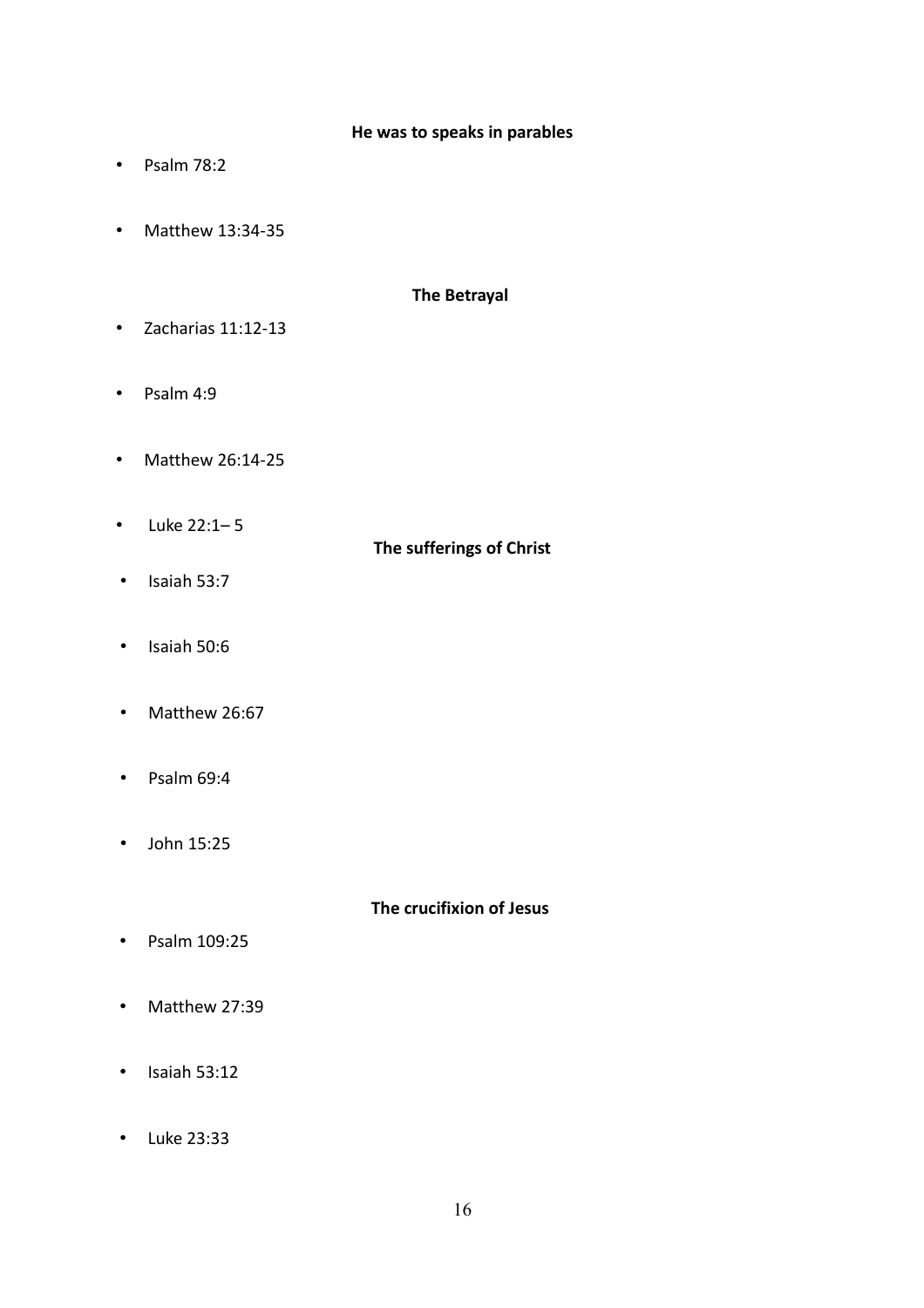**He was to speaks in parables**

- Psalm 78:2
- Matthew 13:34-35

**The Betrayal**

- Zacharias 11:12-13
- Psalm 4:9
- Matthew 26:14-25
- Luke 22:1– 5

**The sufferings of Christ**

- Isaiah 53:7
- Isaiah 50:6
- Matthew 26:67
- Psalm 69:4
- John 15:25

**The crucifixion of Jesus**

- Psalm 109:25
- Matthew 27:39
- Isaiah 53:12
- Luke 23:33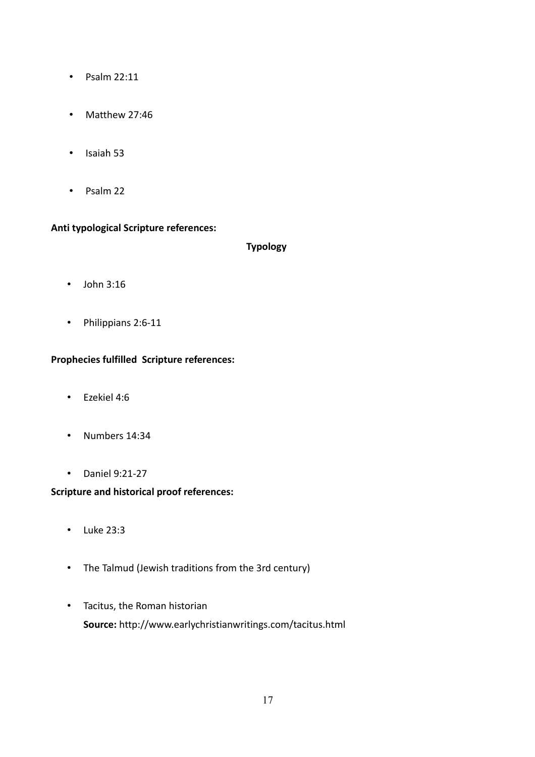- Psalm 22:11
- Matthew 27:46
- Isaiah 53
- Psalm 22

**Anti typological Scripture references:**

**Typology**

- John 3:16
- Philippians 2:6-11

**Prophecies fulfilled  Scripture references:**

- Ezekiel 4:6
- Numbers 14:34
- Daniel 9:21-27

**Scripture and historical proof references:**

- Luke 23:3
- The Talmud (Jewish traditions from the 3rd century)
- Tacitus, the Roman historian
  **Source:** http://www.earlychristianwritings.com/tacitus.html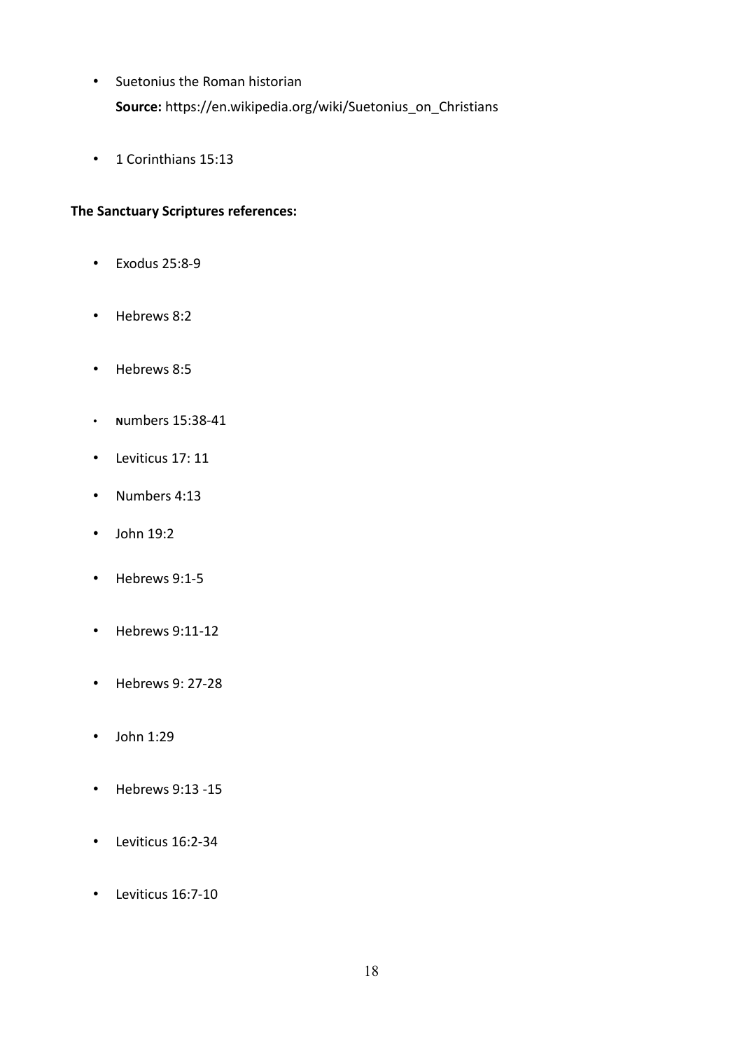- Suetonius the Roman historian
  **Source:** https://en.wikipedia.org/wiki/Suetonius_on_Christians

- 1 Corinthians 15:13

**The Sanctuary Scriptures references:**

- Exodus 25:8-9
- Hebrews 8:2
- Hebrews 8:5
- Numbers 15:38-41
- Leviticus 17: 11
- Numbers 4:13
- John 19:2
- Hebrews 9:1-5
- Hebrews 9:11-12
- Hebrews 9: 27-28
- John 1:29
- Hebrews 9:13 -15
- Leviticus 16:2-34
- Leviticus 16:7-10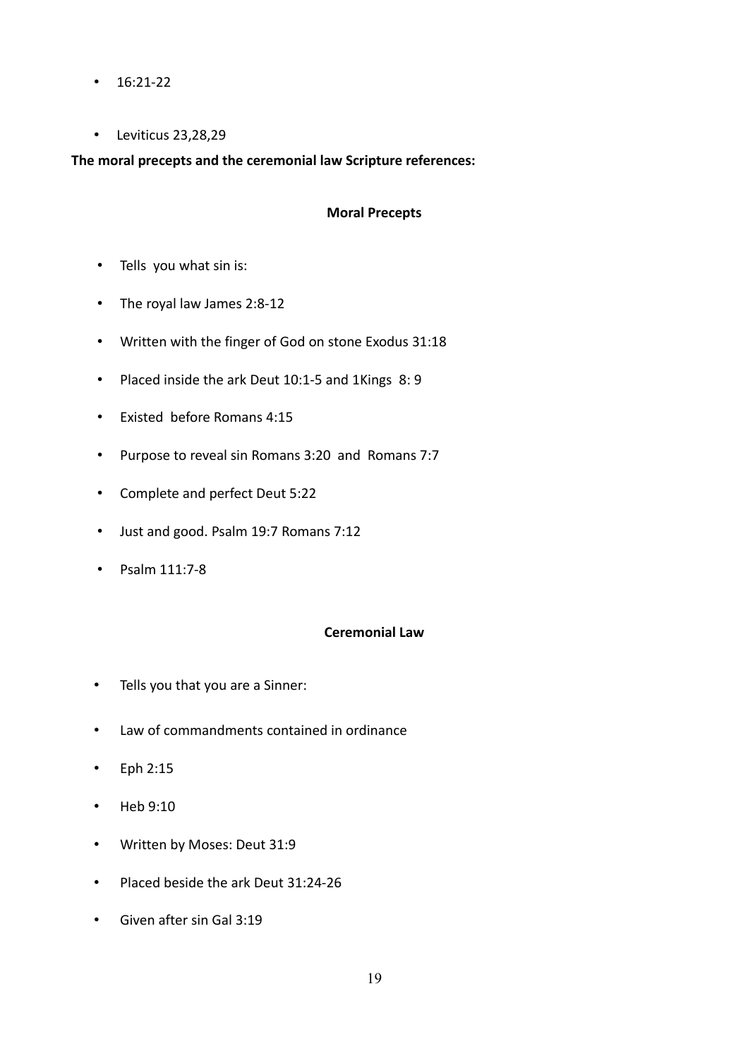- 16:21-22
- Leviticus 23,28,29

**The moral precepts and the ceremonial law Scripture references:**

**Moral Precepts**

- Tells  you what sin is:
- The royal law James 2:8-12
- Written with the finger of God on stone Exodus 31:18
- Placed inside the ark Deut 10:1-5 and 1Kings  8: 9
- Existed  before Romans 4:15
- Purpose to reveal sin Romans 3:20  and  Romans 7:7
- Complete and perfect Deut 5:22
- Just and good. Psalm 19:7 Romans 7:12
- Psalm 111:7-8

**Ceremonial Law**

- Tells you that you are a Sinner:
- Law of commandments contained in ordinance
- Eph 2:15
- Heb 9:10
- Written by Moses: Deut 31:9
- Placed beside the ark Deut 31:24-26
- Given after sin Gal 3:19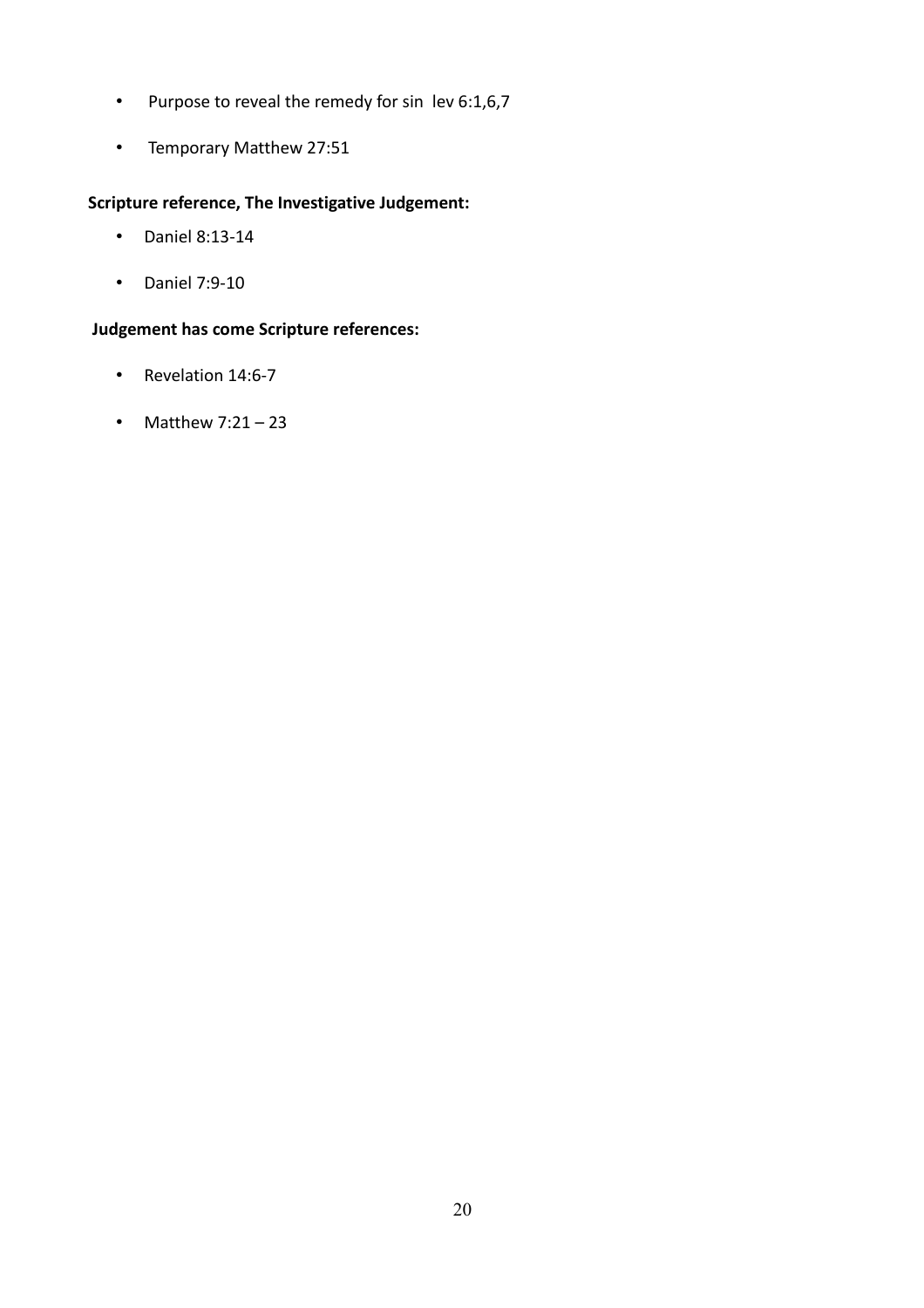- Purpose to reveal the remedy for sin lev 6:1,6,7
- Temporary Matthew 27:51

**Scripture reference, The Investigative Judgement:**

- Daniel 8:13-14
- Daniel 7:9-10

**Judgement has come Scripture references:**

- Revelation 14:6-7
- Matthew 7:21 – 23